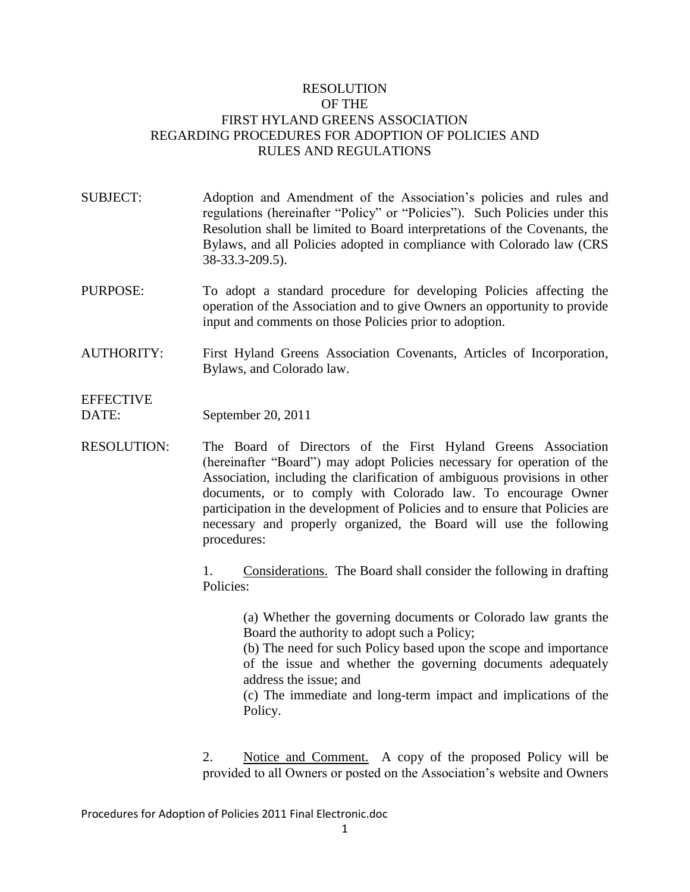# RESOLUTION OF THE FIRST HYLAND GREENS ASSOCIATION REGARDING PROCEDURES FOR ADOPTION OF POLICIES AND RULES AND REGULATIONS

**SUBJECT:** Adoption and Amendment of the Association's policies and rules and regulations (hereinafter "Policy" or "Policies"). Such Policies under this Resolution shall be limited to Board interpretations of the Covenants, the Bylaws, and all Policies adopted in compliance with Colorado law (CRS 38-33.3-209.5).

**PURPOSE:** To adopt a standard procedure for developing Policies affecting the operation of the Association and to give Owners an opportunity to provide input and comments on those Policies prior to adoption.

**AUTHORITY:** First Hyland Greens Association Covenants, Articles of Incorporation, Bylaws, and Colorado law.

**EFFECTIVE DATE:** September 20, 2011

**RESOLUTION:** The Board of Directors of the First Hyland Greens Association (hereinafter "Board") may adopt Policies necessary for operation of the Association, including the clarification of ambiguous provisions in other documents, or to comply with Colorado law. To encourage Owner participation in the development of Policies and to ensure that Policies are necessary and properly organized, the Board will use the following procedures:

1. Considerations. The Board shall consider the following in drafting Policies:

   (a) Whether the governing documents or Colorado law grants the Board the authority to adopt such a Policy;
   (b) The need for such Policy based upon the scope and importance of the issue and whether the governing documents adequately address the issue; and
   (c) The immediate and long-term impact and implications of the Policy.

2. Notice and Comment. A copy of the proposed Policy will be provided to all Owners or posted on the Association's website and Owners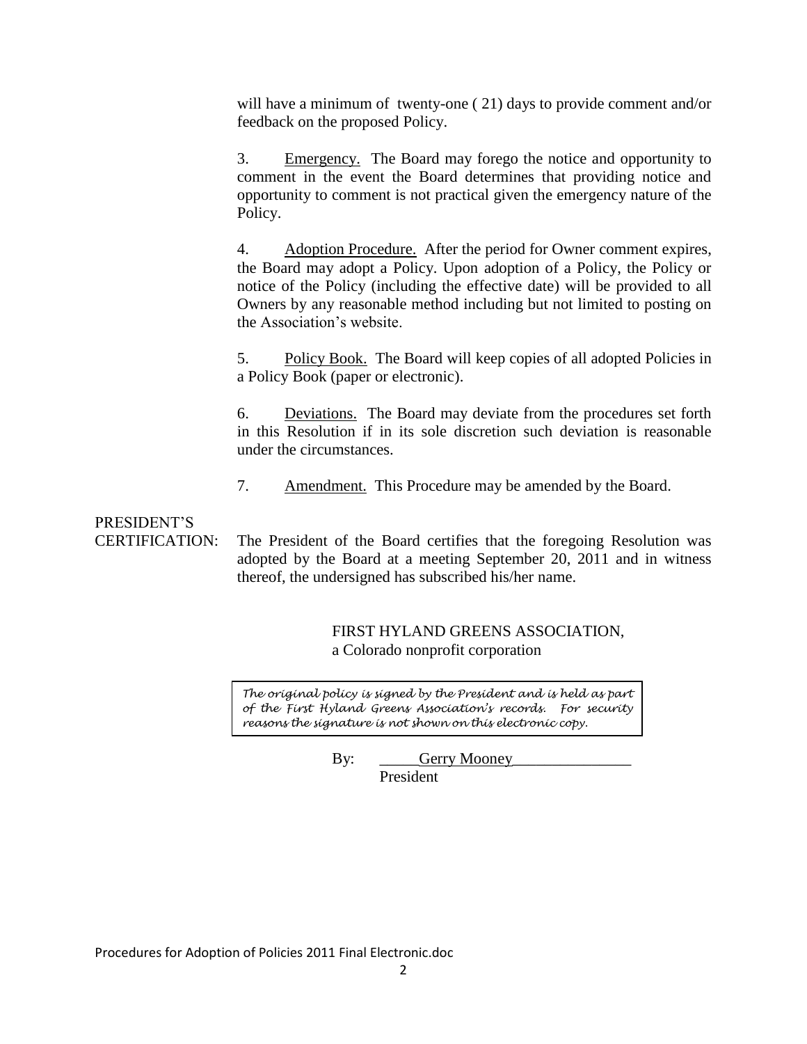will have a minimum of twenty-one ( 21) days to provide comment and/or feedback on the proposed Policy.

3. Emergency. The Board may forego the notice and opportunity to comment in the event the Board determines that providing notice and opportunity to comment is not practical given the emergency nature of the Policy.

4. Adoption Procedure. After the period for Owner comment expires, the Board may adopt a Policy. Upon adoption of a Policy, the Policy or notice of the Policy (including the effective date) will be provided to all Owners by any reasonable method including but not limited to posting on the Association's website.

5. Policy Book. The Board will keep copies of all adopted Policies in a Policy Book (paper or electronic).

6. Deviations. The Board may deviate from the procedures set forth in this Resolution if in its sole discretion such deviation is reasonable under the circumstances.

7. Amendment. This Procedure may be amended by the Board.

PRESIDENT'S CERTIFICATION: The President of the Board certifies that the foregoing Resolution was adopted by the Board at a meeting September 20, 2011 and in witness thereof, the undersigned has subscribed his/her name.

FIRST HYLAND GREENS ASSOCIATION,
a Colorado nonprofit corporation

*The original policy is signed by the President and is held as part of the First Hyland Greens Association's records. For security reasons the signature is not shown on this electronic copy.*

By: _____Gerry Mooney_______________
President

Procedures for Adoption of Policies 2011 Final Electronic.doc